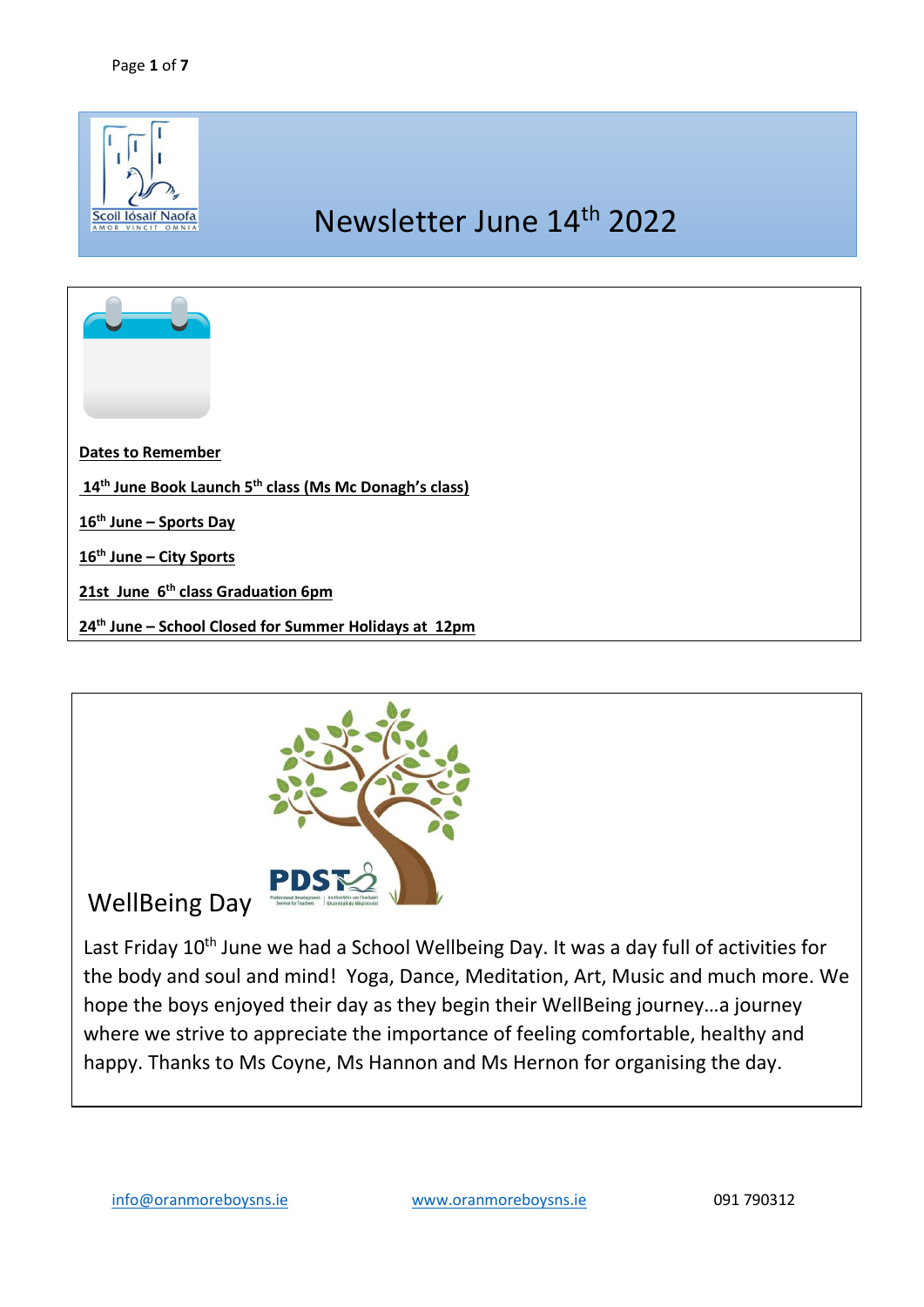Scoil Íosaif Naofa

AMOR VINCIT OMNIA

# Newsletter June 14th 2022

**Dates to Remember**

**14th June Book Launch 5th class (Ms Mc Donagh's class)**

**16th June – Sports Day**

**16th June – City Sports**

**21st June 6th class Graduation 6pm**

**24th June – School Closed for Summer Holidays at 12pm**

## WellBeing Day

Last Friday 10th June we had a School Wellbeing Day. It was a day full of activities for the body and soul and mind! Yoga, Dance, Meditation, Art, Music and much more. We hope the boys enjoyed their day as they begin their WellBeing journey…a journey where we strive to appreciate the importance of feeling comfortable, healthy and happy. Thanks to Ms Coyne, Ms Hannon and Ms Hernon for organising the day.

info@oranmoreboysns.ie www.oranmoreboysns.ie 091 790312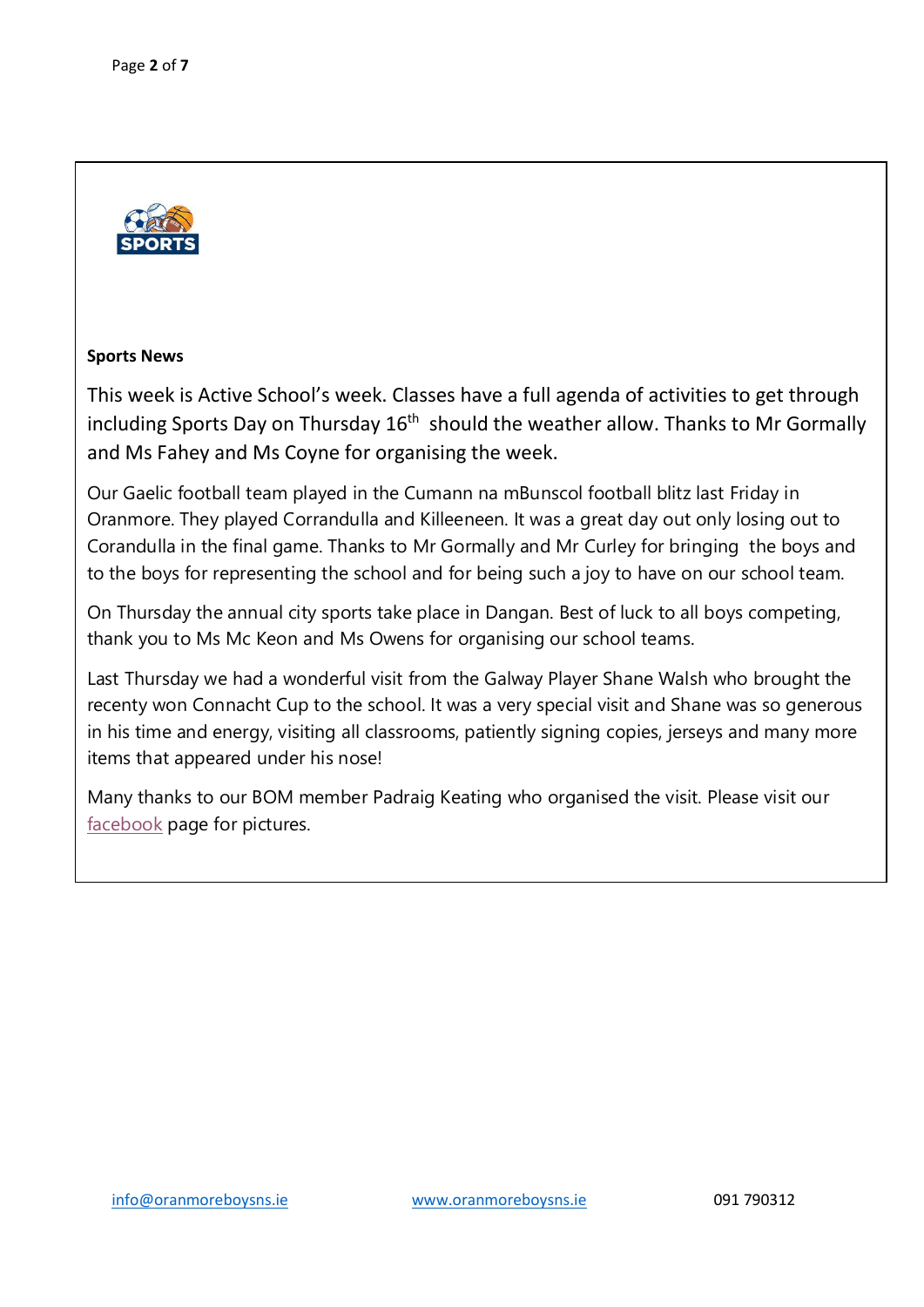## Sports News

This week is Active School's week. Classes have a full agenda of activities to get through including Sports Day on Thursday 16th should the weather allow. Thanks to Mr Gormally and Ms Fahey and Ms Coyne for organising the week.

Our Gaelic football team played in the Cumann na mBunscol football blitz last Friday in Oranmore. They played Corrandulla and Killeeneen. It was a great day out only losing out to Corandulla in the final game. Thanks to Mr Gormally and Mr Curley for bringing the boys and to the boys for representing the school and for being such a joy to have on our school team.

On Thursday the annual city sports take place in Dangan. Best of luck to all boys competing, thank you to Ms Mc Keon and Ms Owens for organising our school teams.

Last Thursday we had a wonderful visit from the Galway Player Shane Walsh who brought the recenty won Connacht Cup to the school. It was a very special visit and Shane was so generous in his time and energy, visiting all classrooms, patiently signing copies, jerseys and many more items that appeared under his nose!

Many thanks to our BOM member Padraig Keating who organised the visit. Please visit our facebook page for pictures.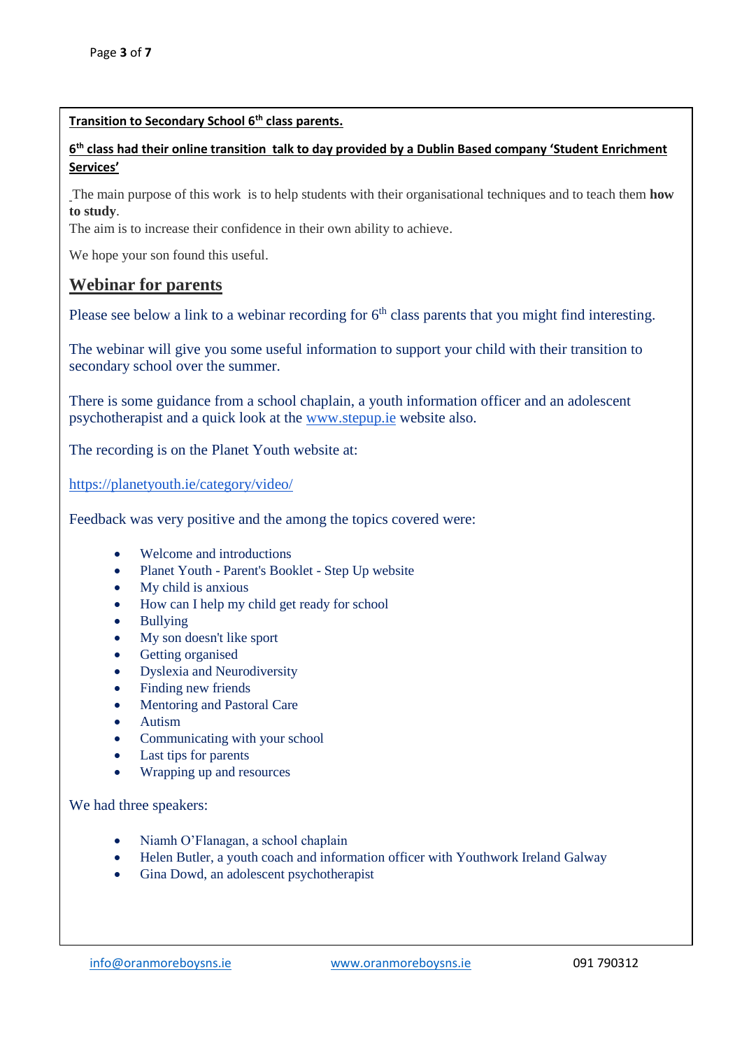**Transition to Secondary School 6th class parents.**

**6th class had their online transition talk to day provided by a Dublin Based company 'Student Enrichment Services'**

The main purpose of this work is to help students with their organisational techniques and to teach them **how to study**.
The aim is to increase their confidence in their own ability to achieve.

We hope your son found this useful.

## Webinar for parents

Please see below a link to a webinar recording for 6th class parents that you might find interesting.

The webinar will give you some useful information to support your child with their transition to secondary school over the summer.

There is some guidance from a school chaplain, a youth information officer and an adolescent psychotherapist and a quick look at the www.stepup.ie website also.

The recording is on the Planet Youth website at:

https://planetyouth.ie/category/video/

Feedback was very positive and the among the topics covered were:

- Welcome and introductions
- Planet Youth - Parent's Booklet - Step Up website
- My child is anxious
- How can I help my child get ready for school
- Bullying
- My son doesn't like sport
- Getting organised
- Dyslexia and Neurodiversity
- Finding new friends
- Mentoring and Pastoral Care
- Autism
- Communicating with your school
- Last tips for parents
- Wrapping up and resources

We had three speakers:

- Niamh O'Flanagan, a school chaplain
- Helen Butler, a youth coach and information officer with Youthwork Ireland Galway
- Gina Dowd, an adolescent psychotherapist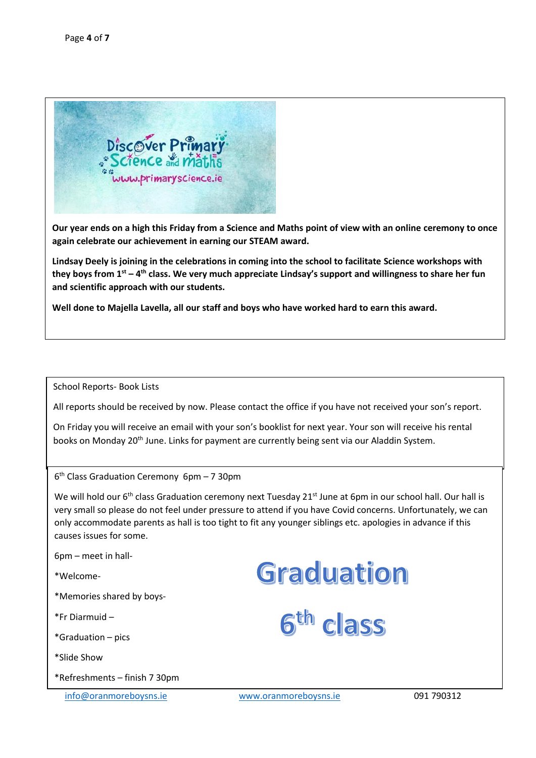Discover Primary Science and maths
www.primaryscience.ie

**Our year ends on a high this Friday from a Science and Maths point of view with an online ceremony to once again celebrate our achievement in earning our STEAM award.**

**Lindsay Deely is joining in the celebrations in coming into the school to facilitate Science workshops with they boys from 1st – 4th class. We very much appreciate Lindsay's support and willingness to share her fun and scientific approach with our students.**

**Well done to Majella Lavella, all our staff and boys who have worked hard to earn this award.**

## School Reports- Book Lists

All reports should be received by now. Please contact the office if you have not received your son's report.

On Friday you will receive an email with your son's booklist for next year. Your son will receive his rental books on Monday 20th June. Links for payment are currently being sent via our Aladdin System.

## 6th Class Graduation Ceremony 6pm – 7 30pm

We will hold our 6th class Graduation ceremony next Tuesday 21st June at 6pm in our school hall. Our hall is very small so please do not feel under pressure to attend if you have Covid concerns. Unfortunately, we can only accommodate parents as hall is too tight to fit any younger siblings etc. apologies in advance if this causes issues for some.

6pm – meet in hall-

*Welcome-

*Memories shared by boys-

*Fr Diarmuid –

*Graduation – pics

*Slide Show

*Refreshments – finish 7 30pm

**Graduation**

**6th class**

info@oranmoreboysns.ie www.oranmoreboysns.ie 091 790312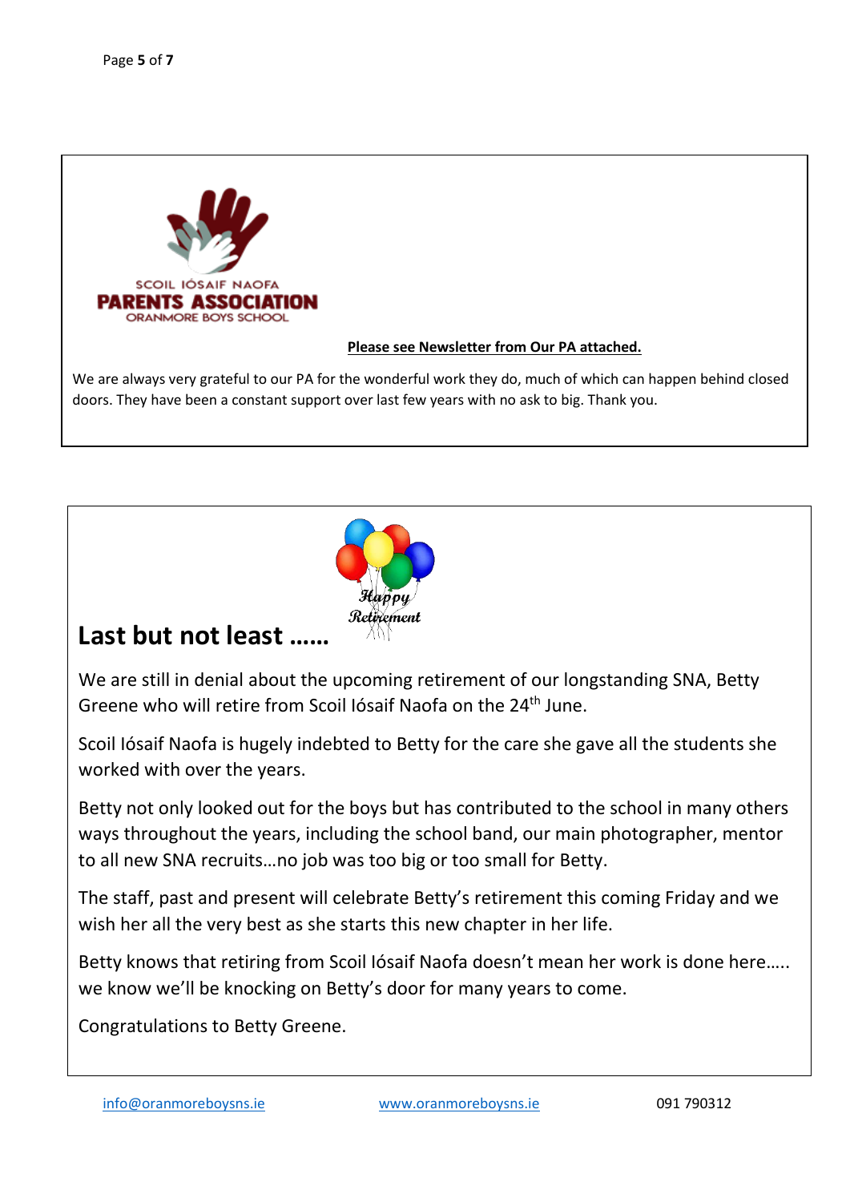SCOIL IÓSAIF NAOFA
**PARENTS ASSOCIATION**
ORANMORE BOYS SCHOOL

**Please see Newsletter from Our PA attached.**

We are always very grateful to our PA for the wonderful work they do, much of which can happen behind closed doors. They have been a constant support over last few years with no ask to big. Thank you.

## Last but not least ……

We are still in denial about the upcoming retirement of our longstanding SNA, Betty Greene who will retire from Scoil Iósaif Naofa on the 24th June.

Scoil Iósaif Naofa is hugely indebted to Betty for the care she gave all the students she worked with over the years.

Betty not only looked out for the boys but has contributed to the school in many others ways throughout the years, including the school band, our main photographer, mentor to all new SNA recruits…no job was too big or too small for Betty.

The staff, past and present will celebrate Betty's retirement this coming Friday and we wish her all the very best as she starts this new chapter in her life.

Betty knows that retiring from Scoil Iósaif Naofa doesn't mean her work is done here….. we know we'll be knocking on Betty's door for many years to come.

Congratulations to Betty Greene.

info@oranmoreboysns.ie www.oranmoreboysns.ie 091 790312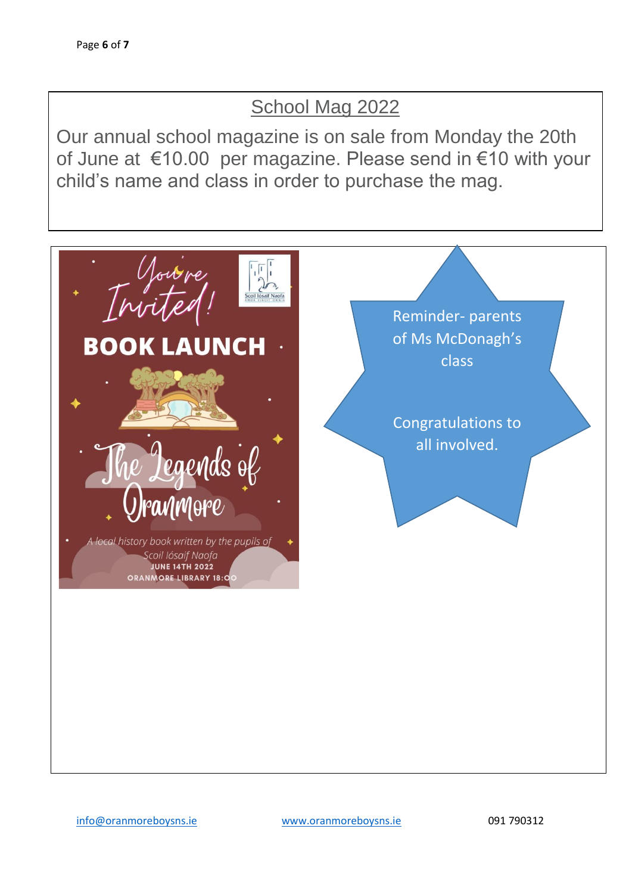## School Mag 2022

Our annual school magazine is on sale from Monday the 20th of June at €10.00 per magazine. Please send in €10 with your child's name and class in order to purchase the mag.

You're Invited!

Scoil Iósaif Naofa

**BOOK LAUNCH**

The Legends of Oranmore

*A local history book written by the pupils of Scoil Iósaif Naofa*

**JUNE 14TH 2022**

**ORANMORE LIBRARY 18:00**

Reminder- parents of Ms McDonagh's class

Congratulations to all involved.